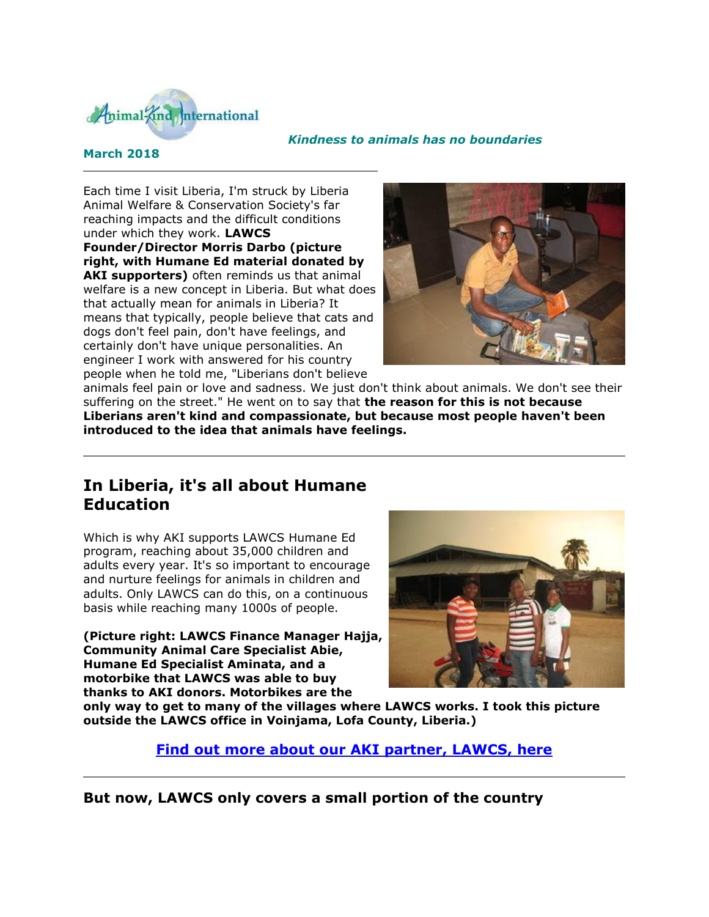Animal-Kind International

*Kindness to animals has no boundaries*

**March 2018**

---

Each time I visit Liberia, I'm struck by Liberia Animal Welfare & Conservation Society's far reaching impacts and the difficult conditions under which they work. **LAWCS Founder/Director Morris Darbo (picture right, with Humane Ed material donated by AKI supporters)** often reminds us that animal welfare is a new concept in Liberia. But what does that actually mean for animals in Liberia? It means that typically, people believe that cats and dogs don't feel pain, don't have feelings, and certainly don't have unique personalities. An engineer I work with answered for his country people when he told me, "Liberians don't believe animals feel pain or love and sadness. We just don't think about animals. We don't see their suffering on the street." He went on to say that **the reason for this is not because Liberians aren't kind and compassionate, but because most people haven't been introduced to the idea that animals have feelings.**

---

## In Liberia, it's all about Humane Education

Which is why AKI supports LAWCS Humane Ed program, reaching about 35,000 children and adults every year. It's so important to encourage and nurture feelings for animals in children and adults. Only LAWCS can do this, on a continuous basis while reaching many 1000s of people.

**(Picture right: LAWCS Finance Manager Hajja, Community Animal Care Specialist Abie, Humane Ed Specialist Aminata, and a motorbike that LAWCS was able to buy thanks to AKI donors. Motorbikes are the only way to get to many of the villages where LAWCS works. I took this picture outside the LAWCS office in Voinjama, Lofa County, Liberia.)**

**Find out more about our AKI partner, LAWCS, here**

---

**But now, LAWCS only covers a small portion of the country**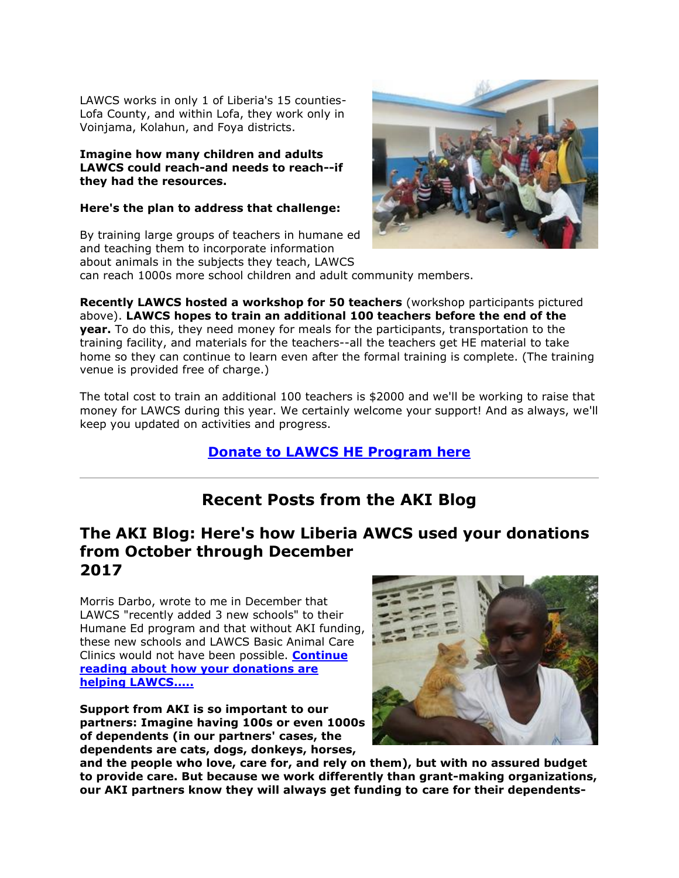LAWCS works in only 1 of Liberia's 15 counties-Lofa County, and within Lofa, they work only in Voinjama, Kolahun, and Foya districts.

**Imagine how many children and adults LAWCS could reach-and needs to reach--if they had the resources.**

**Here's the plan to address that challenge:**

By training large groups of teachers in humane ed and teaching them to incorporate information about animals in the subjects they teach, LAWCS can reach 1000s more school children and adult community members.

**Recently LAWCS hosted a workshop for 50 teachers** (workshop participants pictured above). **LAWCS hopes to train an additional 100 teachers before the end of the year.** To do this, they need money for meals for the participants, transportation to the training facility, and materials for the teachers--all the teachers get HE material to take home so they can continue to learn even after the formal training is complete. (The training venue is provided free of charge.)

The total cost to train an additional 100 teachers is $2000 and we'll be working to raise that money for LAWCS during this year. We certainly welcome your support! And as always, we'll keep you updated on activities and progress.

**Donate to LAWCS HE Program here**

---

## Recent Posts from the AKI Blog

## The AKI Blog: Here's how Liberia AWCS used your donations from October through December 2017

Morris Darbo, wrote to me in December that LAWCS "recently added 3 new schools" to their Humane Ed program and that without AKI funding, these new schools and LAWCS Basic Animal Care Clinics would not have been possible. **Continue reading about how your donations are helping LAWCS.....**

**Support from AKI is so important to our partners: Imagine having 100s or even 1000s of dependents (in our partners' cases, the dependents are cats, dogs, donkeys, horses, and the people who love, care for, and rely on them), but with no assured budget to provide care. But because we work differently than grant-making organizations, our AKI partners know they will always get funding to care for their dependents-**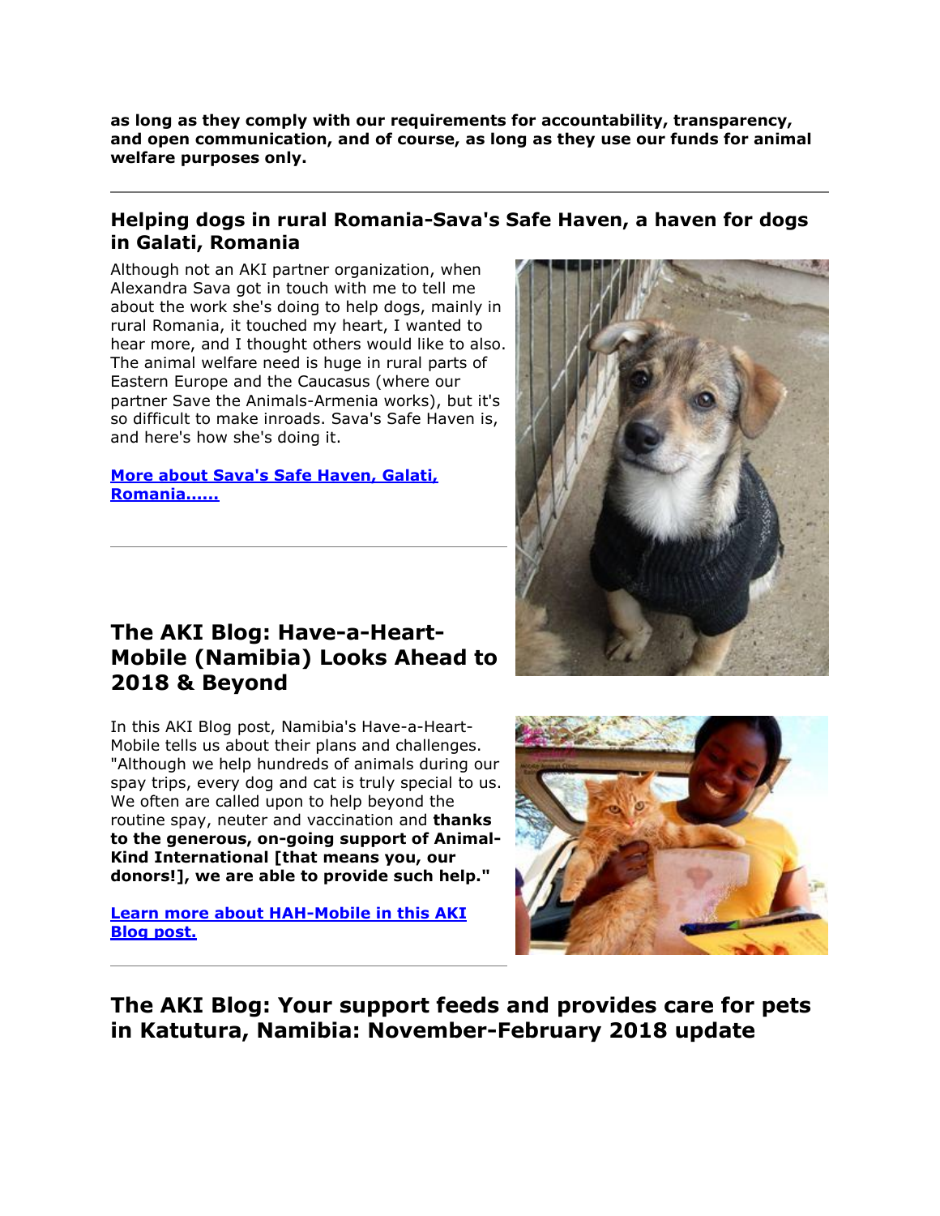**as long as they comply with our requirements for accountability, transparency, and open communication, and of course, as long as they use our funds for animal welfare purposes only.**

---

## Helping dogs in rural Romania-Sava's Safe Haven, a haven for dogs in Galati, Romania

Although not an AKI partner organization, when Alexandra Sava got in touch with me to tell me about the work she's doing to help dogs, mainly in rural Romania, it touched my heart, I wanted to hear more, and I thought others would like to also. The animal welfare need is huge in rural parts of Eastern Europe and the Caucasus (where our partner Save the Animals-Armenia works), but it's so difficult to make inroads. Sava's Safe Haven is, and here's how she's doing it.

**More about Sava's Safe Haven, Galati, Romania......**

---

## The AKI Blog: Have-a-Heart-Mobile (Namibia) Looks Ahead to 2018 & Beyond

In this AKI Blog post, Namibia's Have-a-Heart-Mobile tells us about their plans and challenges. "Although we help hundreds of animals during our spay trips, every dog and cat is truly special to us. We often are called upon to help beyond the routine spay, neuter and vaccination and **thanks to the generous, on-going support of Animal-Kind International [that means you, our donors!], we are able to provide such help."**

**Learn more about HAH-Mobile in this AKI Blog post.**

---

## The AKI Blog: Your support feeds and provides care for pets in Katutura, Namibia: November-February 2018 update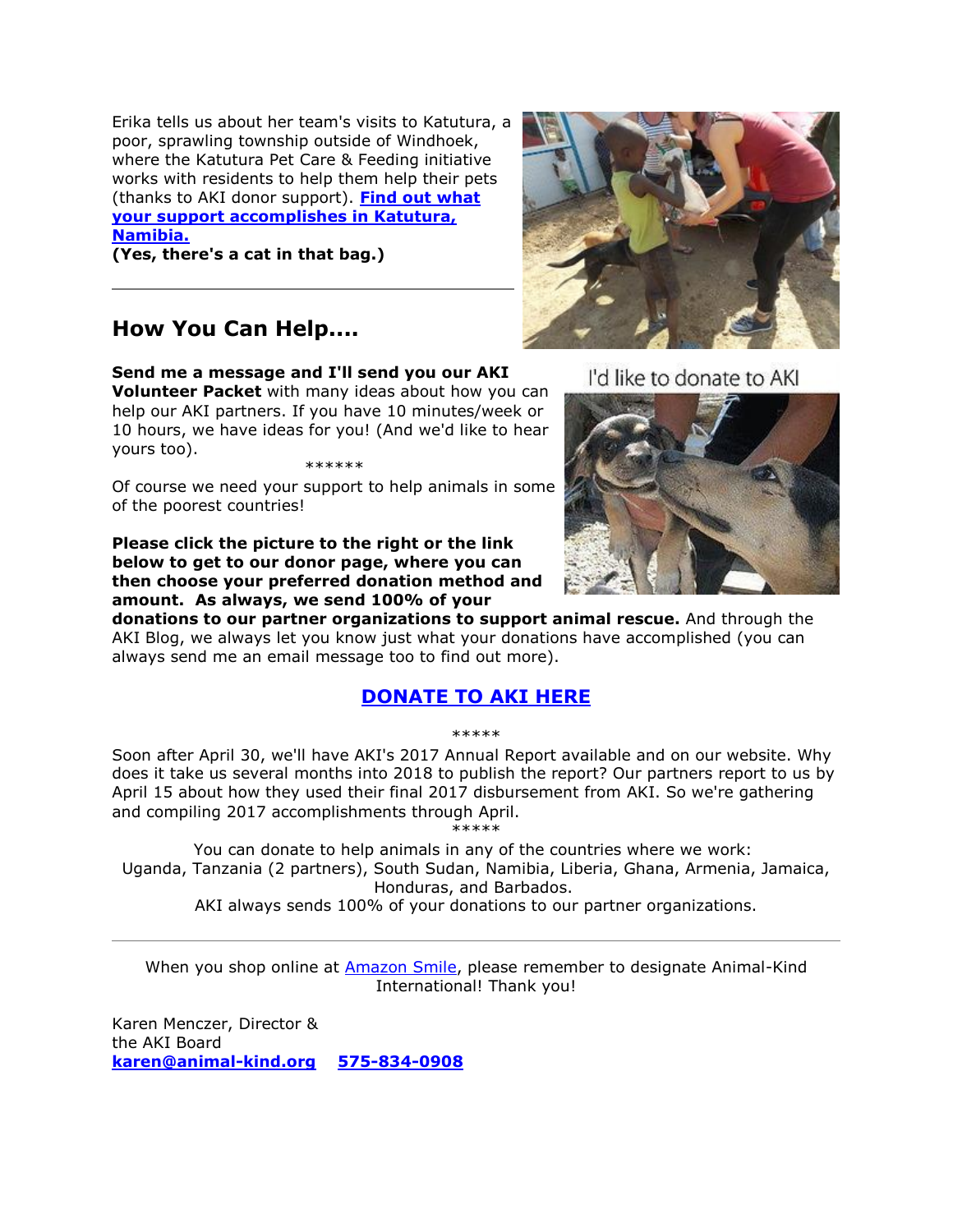Erika tells us about her team's visits to Katutura, a poor, sprawling township outside of Windhoek, where the Katutura Pet Care & Feeding initiative works with residents to help them help their pets (thanks to AKI donor support). **Find out what your support accomplishes in Katutura, Namibia.**

**(Yes, there's a cat in that bag.)**

---

## How You Can Help....

**Send me a message and I'll send you our AKI Volunteer Packet** with many ideas about how you can help our AKI partners. If you have 10 minutes/week or 10 hours, we have ideas for you! (And we'd like to hear yours too).

******

Of course we need your support to help animals in some of the poorest countries!

I'd like to donate to AKI

**Please click the picture to the right or the link below to get to our donor page, where you can then choose your preferred donation method and amount. As always, we send 100% of your donations to our partner organizations to support animal rescue.** And through the AKI Blog, we always let you know just what your donations have accomplished (you can always send me an email message too to find out more).

**DONATE TO AKI HERE**

*****

Soon after April 30, we'll have AKI's 2017 Annual Report available and on our website. Why does it take us several months into 2018 to publish the report? Our partners report to us by April 15 about how they used their final 2017 disbursement from AKI. So we're gathering and compiling 2017 accomplishments through April.

*****

You can donate to help animals in any of the countries where we work:
Uganda, Tanzania (2 partners), South Sudan, Namibia, Liberia, Ghana, Armenia, Jamaica, Honduras, and Barbados.
AKI always sends 100% of your donations to our partner organizations.

---

When you shop online at Amazon Smile, please remember to designate Animal-Kind International! Thank you!

Karen Menczer, Director &
the AKI Board
**karen@animal-kind.org** **575-834-0908**